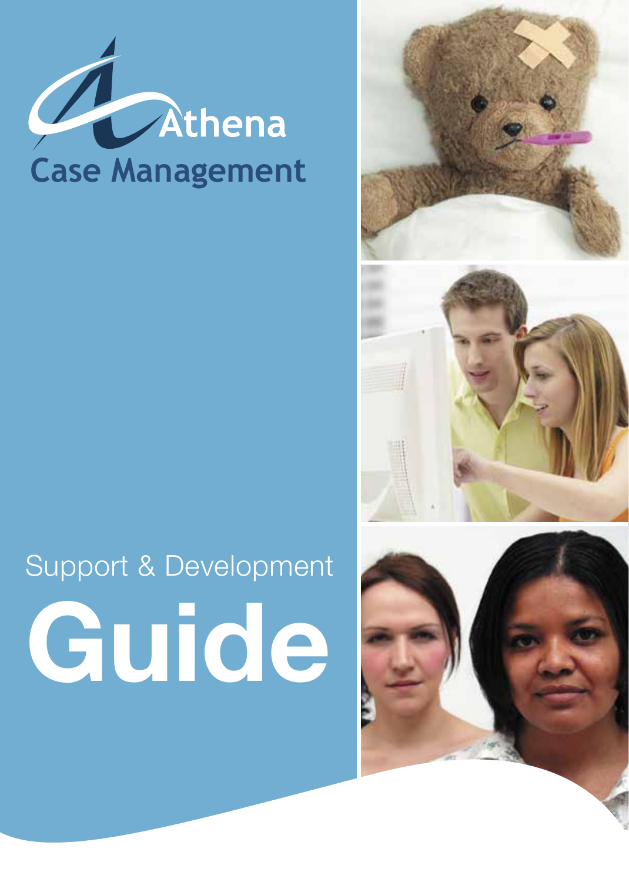Athena

Case Management

Support & Development

# Guide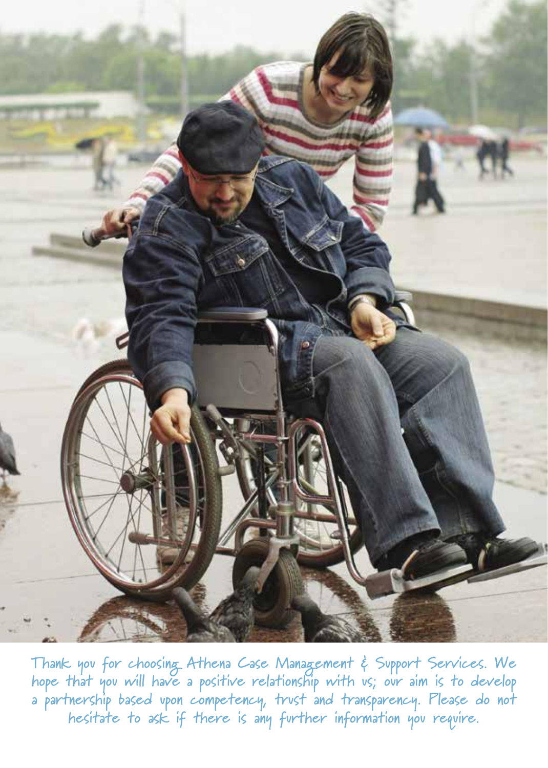Thank you for choosing Athena Case Management & Support Services. We hope that you will have a positive relationship with us; our aim is to develop a partnership based upon competency, trust and transparency. Please do not hesitate to ask if there is any further information you require.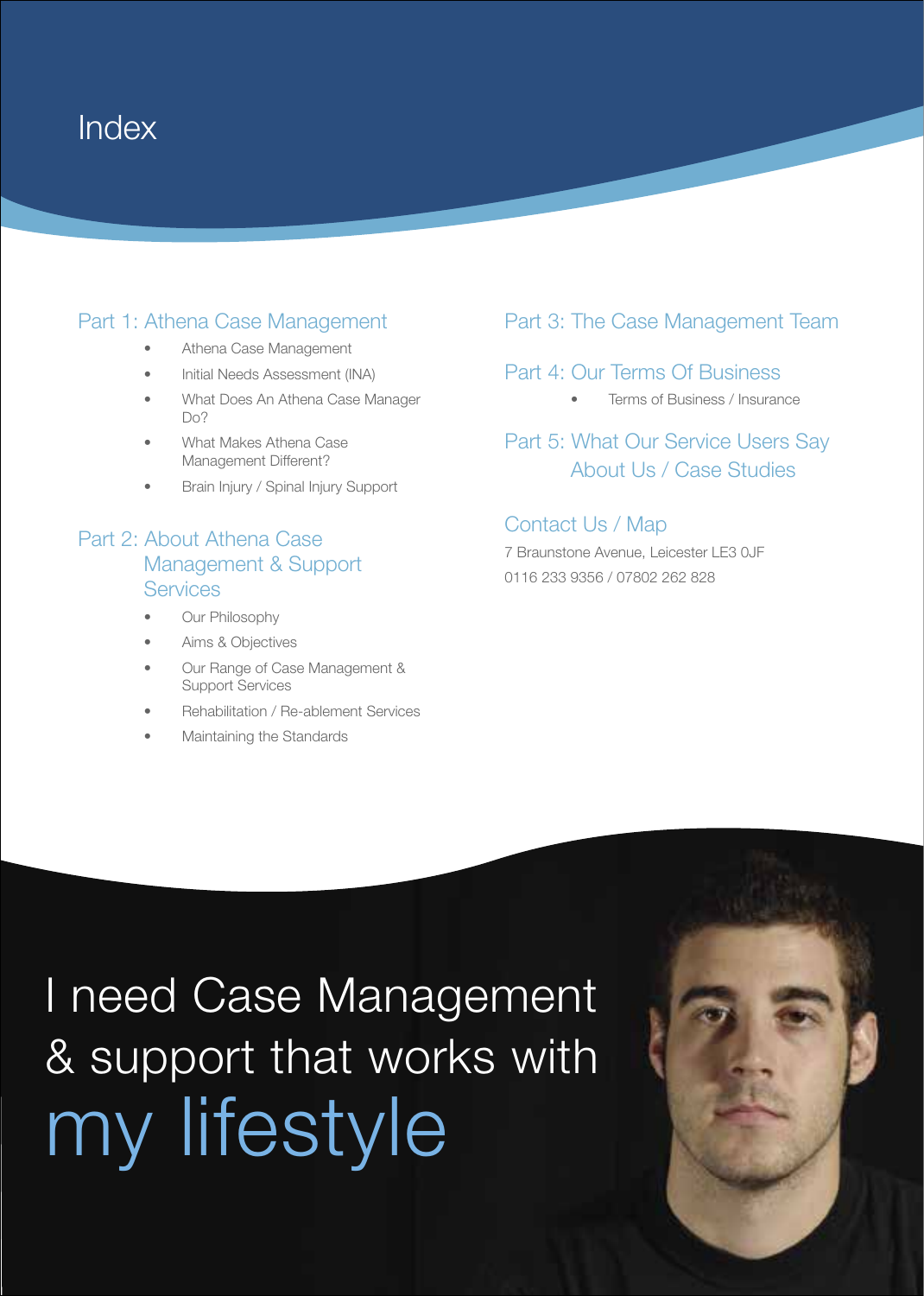# Index

## Part 1: Athena Case Management

- Athena Case Management
- Initial Needs Assessment (INA)
- What Does An Athena Case Manager Do?
- What Makes Athena Case Management Different?
- Brain Injury / Spinal Injury Support

## Part 2: About Athena Case Management & Support Services

- Our Philosophy
- Aims & Objectives
- Our Range of Case Management & Support Services
- Rehabilitation / Re-ablement Services
- Maintaining the Standards

## Part 3: The Case Management Team

## Part 4: Our Terms Of Business

- Terms of Business / Insurance

## Part 5: What Our Service Users Say About Us / Case Studies

## Contact Us / Map

7 Braunstone Avenue, Leicester LE3 0JF

0116 233 9356 / 07802 262 828

I need Case Management & support that works with my lifestyle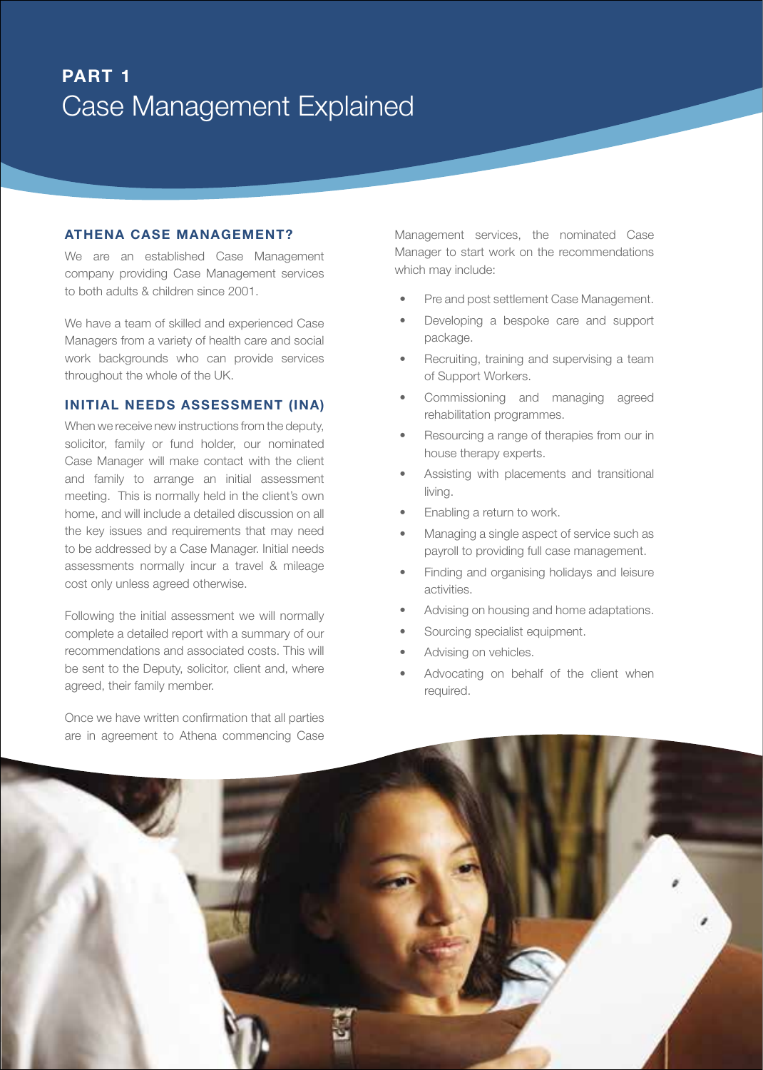# PART 1
## Case Management Explained

### ATHENA CASE MANAGEMENT?

We are an established Case Management company providing Case Management services to both adults & children since 2001.

We have a team of skilled and experienced Case Managers from a variety of health care and social work backgrounds who can provide services throughout the whole of the UK.

### INITIAL NEEDS ASSESSMENT (INA)

When we receive new instructions from the deputy, solicitor, family or fund holder, our nominated Case Manager will make contact with the client and family to arrange an initial assessment meeting. This is normally held in the client's own home, and will include a detailed discussion on all the key issues and requirements that may need to be addressed by a Case Manager. Initial needs assessments normally incur a travel & mileage cost only unless agreed otherwise.

Following the initial assessment we will normally complete a detailed report with a summary of our recommendations and associated costs. This will be sent to the Deputy, solicitor, client and, where agreed, their family member.

Once we have written confirmation that all parties are in agreement to Athena commencing Case Management services, the nominated Case Manager to start work on the recommendations which may include:

- Pre and post settlement Case Management.
- Developing a bespoke care and support package.
- Recruiting, training and supervising a team of Support Workers.
- Commissioning and managing agreed rehabilitation programmes.
- Resourcing a range of therapies from our in house therapy experts.
- Assisting with placements and transitional living.
- Enabling a return to work.
- Managing a single aspect of service such as payroll to providing full case management.
- Finding and organising holidays and leisure activities.
- Advising on housing and home adaptations.
- Sourcing specialist equipment.
- Advising on vehicles.
- Advocating on behalf of the client when required.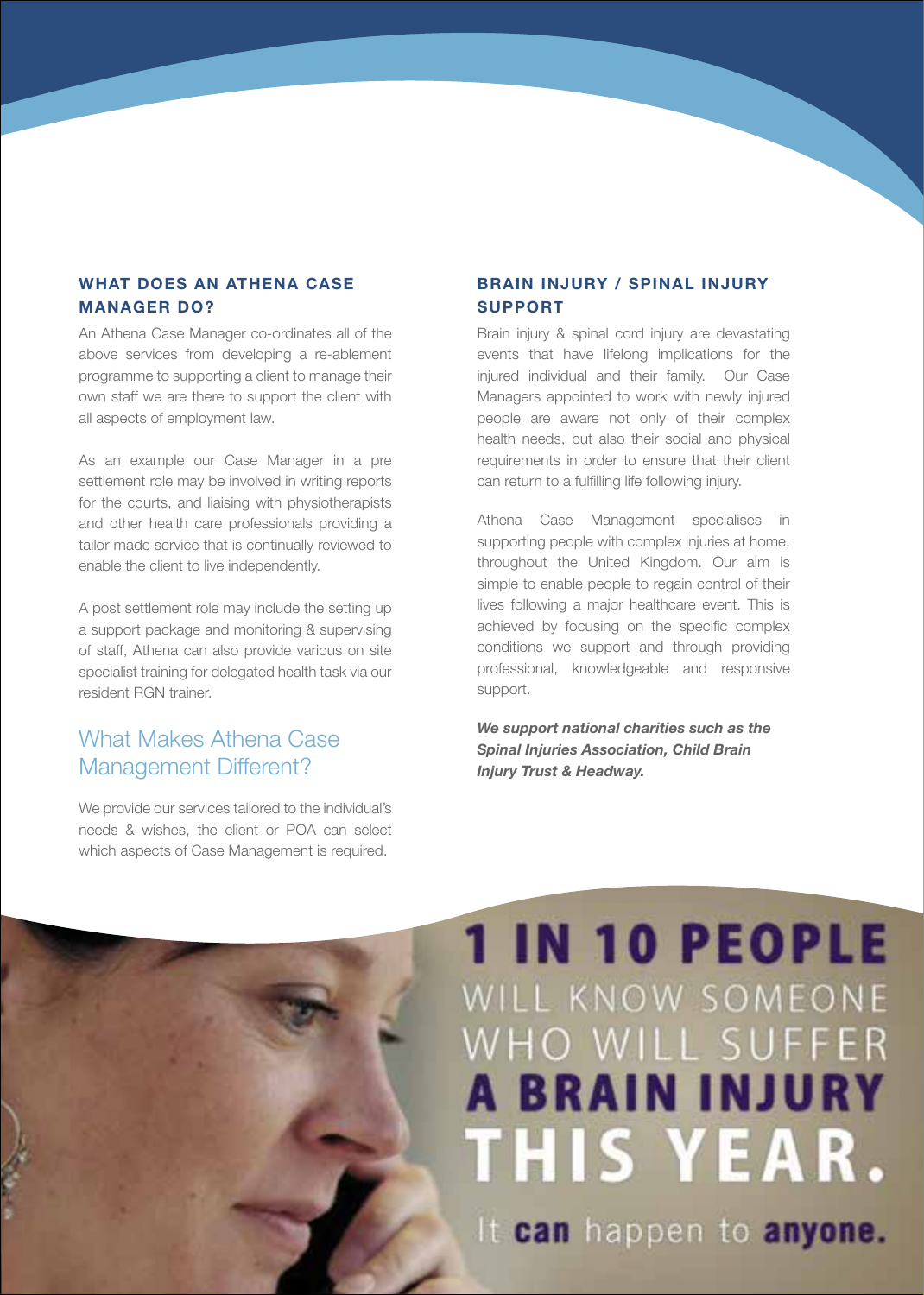### WHAT DOES AN ATHENA CASE MANAGER DO?

An Athena Case Manager co-ordinates all of the above services from developing a re-ablement programme to supporting a client to manage their own staff we are there to support the client with all aspects of employment law.

As an example our Case Manager in a pre settlement role may be involved in writing reports for the courts, and liaising with physiotherapists and other health care professionals providing a tailor made service that is continually reviewed to enable the client to live independently.

A post settlement role may include the setting up a support package and monitoring & supervising of staff, Athena can also provide various on site specialist training for delegated health task via our resident RGN trainer.

## What Makes Athena Case Management Different?

We provide our services tailored to the individual's needs & wishes, the client or POA can select which aspects of Case Management is required.

### BRAIN INJURY / SPINAL INJURY SUPPORT

Brain injury & spinal cord injury are devastating events that have lifelong implications for the injured individual and their family. Our Case Managers appointed to work with newly injured people are aware not only of their complex health needs, but also their social and physical requirements in order to ensure that their client can return to a fulfilling life following injury.

Athena Case Management specialises in supporting people with complex injuries at home, throughout the United Kingdom. Our aim is simple to enable people to regain control of their lives following a major healthcare event. This is achieved by focusing on the specific complex conditions we support and through providing professional, knowledgeable and responsive support.

***We support national charities such as the Spinal Injuries Association, Child Brain Injury Trust & Headway.***

**1 IN 10 PEOPLE** WILL KNOW SOMEONE WHO WILL SUFFER **A BRAIN INJURY THIS YEAR.**

It **can** happen to **anyone.**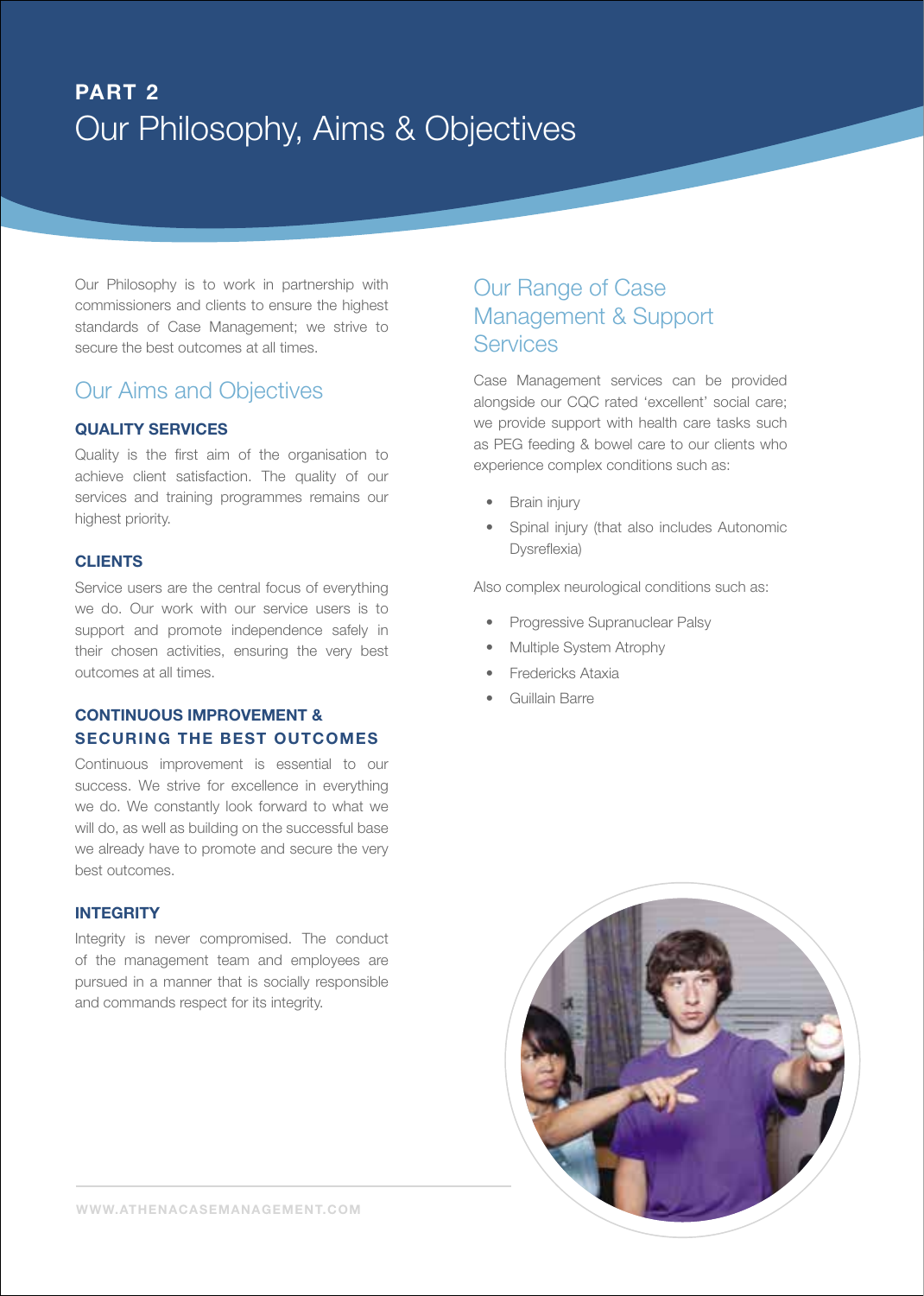# PART 2
# Our Philosophy, Aims & Objectives

Our Philosophy is to work in partnership with commissioners and clients to ensure the highest standards of Case Management; we strive to secure the best outcomes at all times.

## Our Aims and Objectives

### QUALITY SERVICES

Quality is the first aim of the organisation to achieve client satisfaction. The quality of our services and training programmes remains our highest priority.

### CLIENTS

Service users are the central focus of everything we do. Our work with our service users is to support and promote independence safely in their chosen activities, ensuring the very best outcomes at all times.

### CONTINUOUS IMPROVEMENT & SECURING THE BEST OUTCOMES

Continuous improvement is essential to our success. We strive for excellence in everything we do. We constantly look forward to what we will do, as well as building on the successful base we already have to promote and secure the very best outcomes.

### INTEGRITY

Integrity is never compromised. The conduct of the management team and employees are pursued in a manner that is socially responsible and commands respect for its integrity.

## Our Range of Case Management & Support Services

Case Management services can be provided alongside our CQC rated 'excellent' social care; we provide support with health care tasks such as PEG feeding & bowel care to our clients who experience complex conditions such as:

- Brain injury
- Spinal injury (that also includes Autonomic Dysreflexia)

Also complex neurological conditions such as:

- Progressive Supranuclear Palsy
- Multiple System Atrophy
- Fredericks Ataxia
- Guillain Barre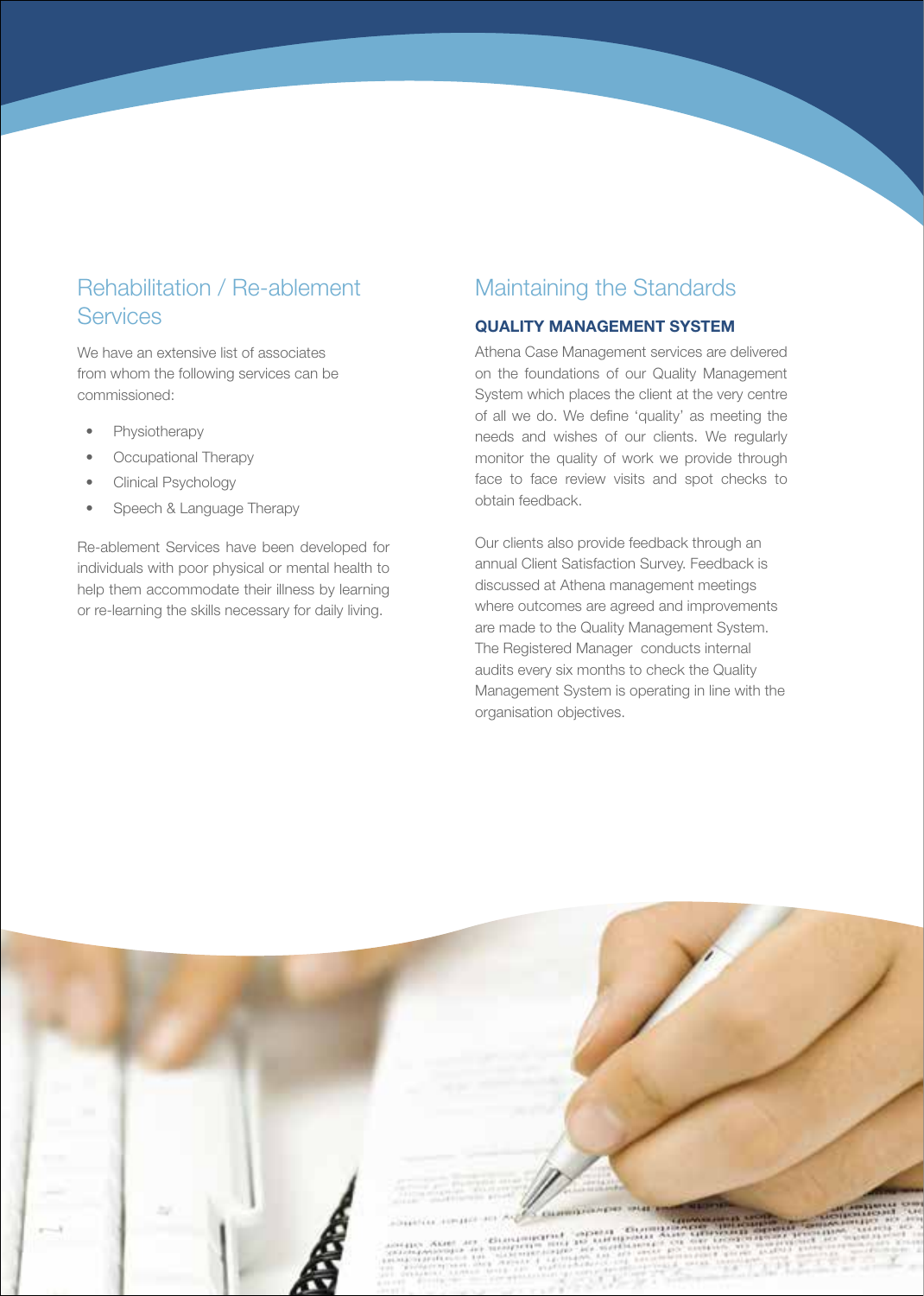## Rehabilitation / Re-ablement Services

We have an extensive list of associates from whom the following services can be commissioned:

- Physiotherapy
- Occupational Therapy
- Clinical Psychology
- Speech & Language Therapy

Re-ablement Services have been developed for individuals with poor physical or mental health to help them accommodate their illness by learning or re-learning the skills necessary for daily living.

## Maintaining the Standards

### QUALITY MANAGEMENT SYSTEM

Athena Case Management services are delivered on the foundations of our Quality Management System which places the client at the very centre of all we do. We define 'quality' as meeting the needs and wishes of our clients. We regularly monitor the quality of work we provide through face to face review visits and spot checks to obtain feedback.

Our clients also provide feedback through an annual Client Satisfaction Survey. Feedback is discussed at Athena management meetings where outcomes are agreed and improvements are made to the Quality Management System. The Registered Manager conducts internal audits every six months to check the Quality Management System is operating in line with the organisation objectives.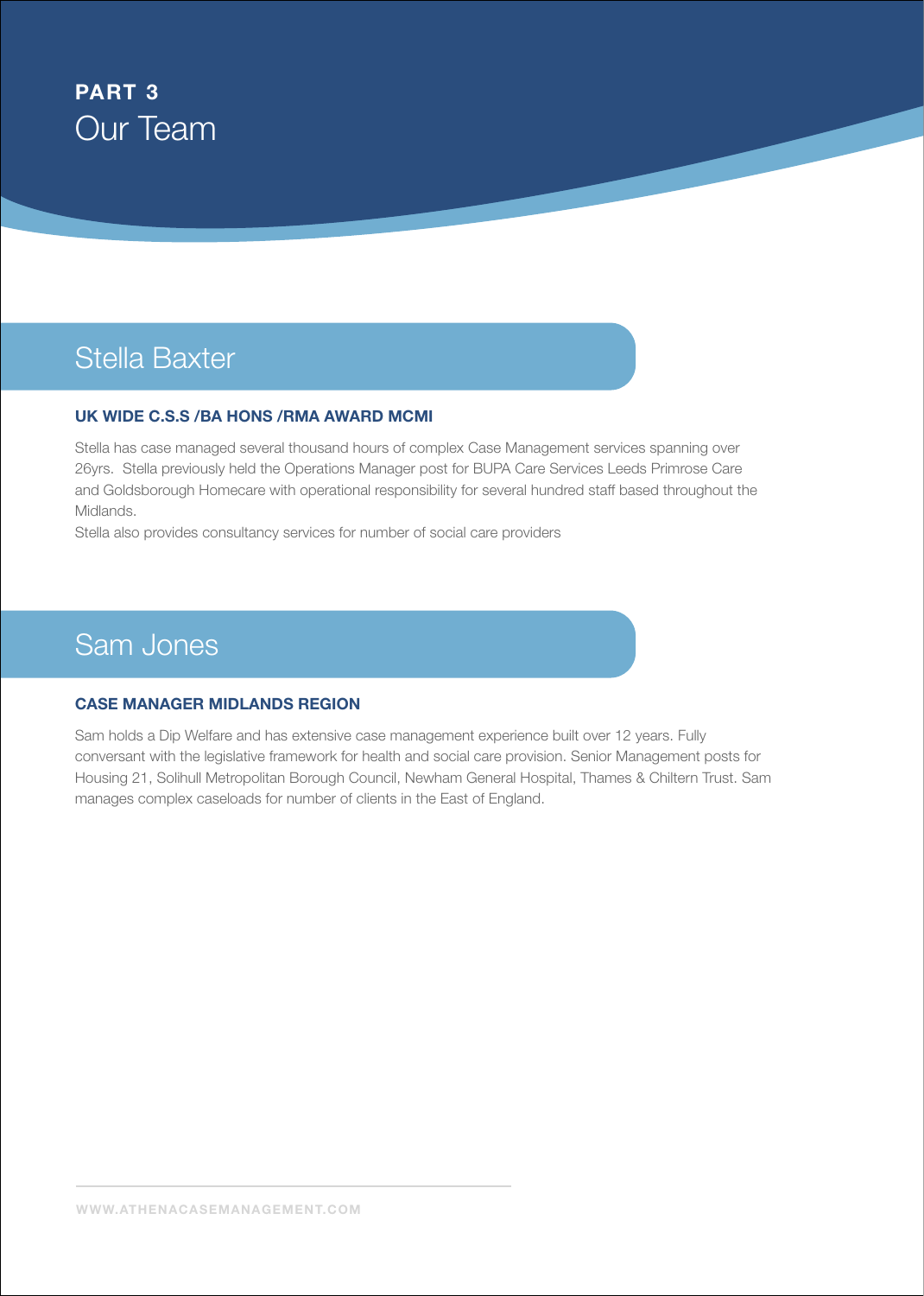**PART 3**

# Our Team

## Stella Baxter

**UK WIDE C.S.S /BA HONS /RMA AWARD MCMI**

Stella has case managed several thousand hours of complex Case Management services spanning over 26yrs. Stella previously held the Operations Manager post for BUPA Care Services Leeds Primrose Care and Goldsborough Homecare with operational responsibility for several hundred staff based throughout the Midlands.

Stella also provides consultancy services for number of social care providers

## Sam Jones

**CASE MANAGER MIDLANDS REGION**

Sam holds a Dip Welfare and has extensive case management experience built over 12 years. Fully conversant with the legislative framework for health and social care provision. Senior Management posts for Housing 21, Solihull Metropolitan Borough Council, Newham General Hospital, Thames & Chiltern Trust. Sam manages complex caseloads for number of clients in the East of England.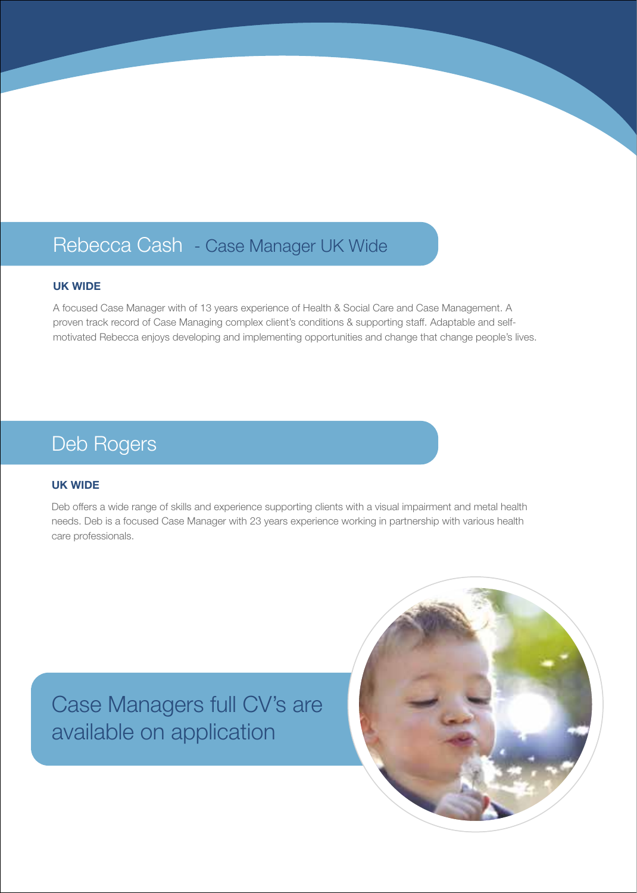## Rebecca Cash - Case Manager UK Wide

**UK WIDE**

A focused Case Manager with of 13 years experience of Health & Social Care and Case Management. A proven track record of Case Managing complex client's conditions & supporting staff. Adaptable and self-motivated Rebecca enjoys developing and implementing opportunities and change that change people's lives.

## Deb Rogers

**UK WIDE**

Deb offers a wide range of skills and experience supporting clients with a visual impairment and metal health needs. Deb is a focused Case Manager with 23 years experience working in partnership with various health care professionals.

## Case Managers full CV's are available on application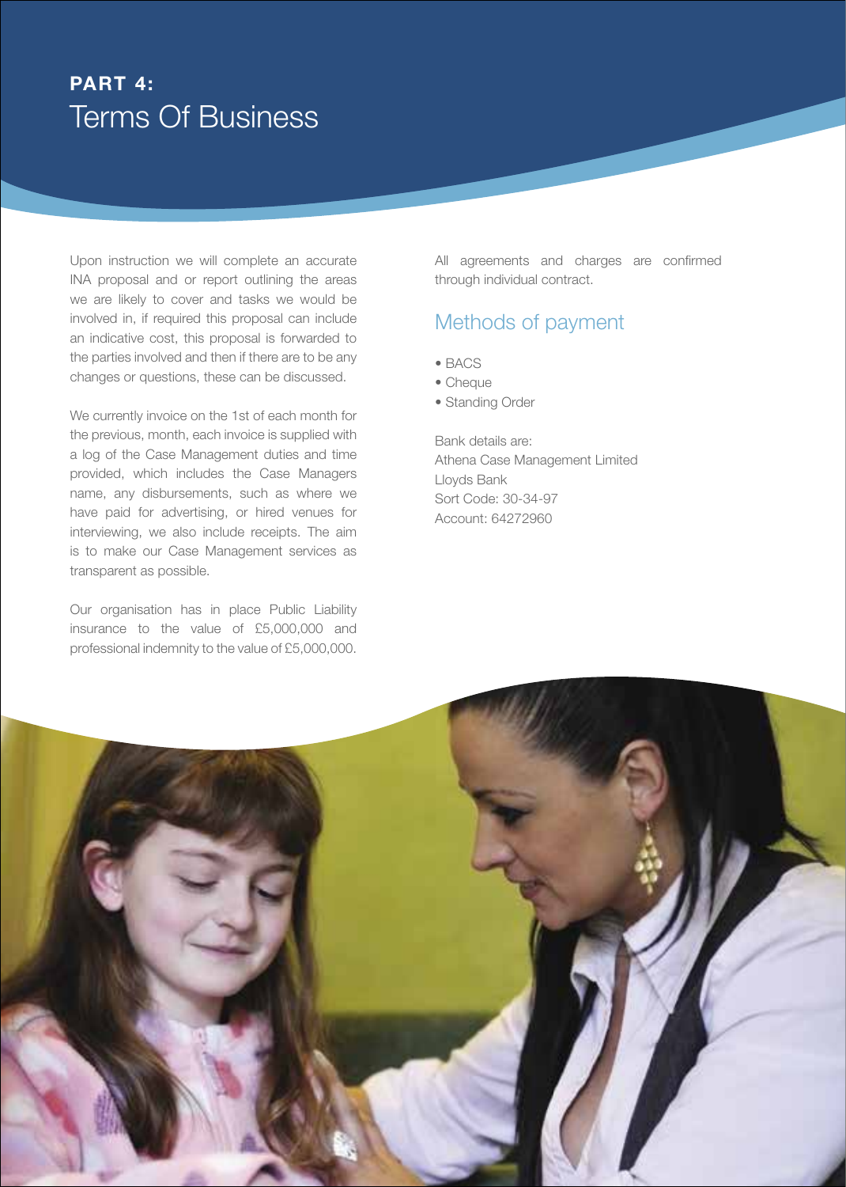## PART 4:

# Terms Of Business

Upon instruction we will complete an accurate INA proposal and or report outlining the areas we are likely to cover and tasks we would be involved in, if required this proposal can include an indicative cost, this proposal is forwarded to the parties involved and then if there are to be any changes or questions, these can be discussed.

We currently invoice on the 1st of each month for the previous, month, each invoice is supplied with a log of the Case Management duties and time provided, which includes the Case Managers name, any disbursements, such as where we have paid for advertising, or hired venues for interviewing, we also include receipts. The aim is to make our Case Management services as transparent as possible.

Our organisation has in place Public Liability insurance to the value of £5,000,000 and professional indemnity to the value of £5,000,000.

All agreements and charges are confirmed through individual contract.

## Methods of payment

- BACS
- Cheque
- Standing Order

Bank details are:
Athena Case Management Limited
Lloyds Bank
Sort Code: 30-34-97
Account: 64272960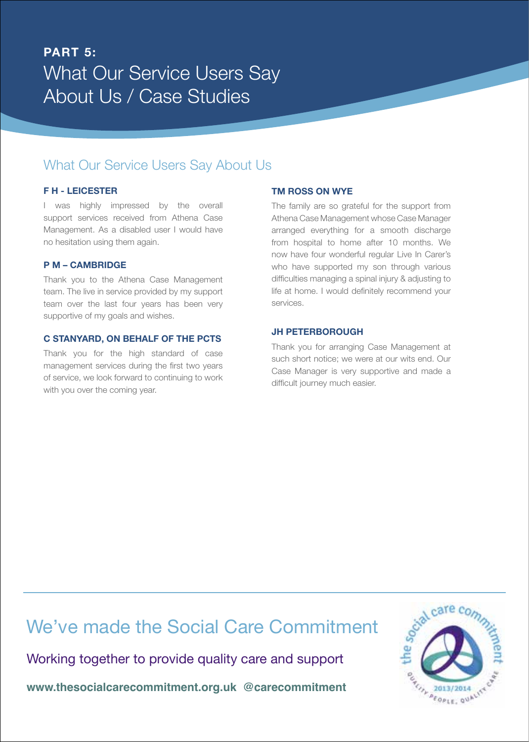# PART 5:
# What Our Service Users Say About Us / Case Studies

## What Our Service Users Say About Us

**F H - LEICESTER**

I was highly impressed by the overall support services received from Athena Case Management. As a disabled user I would have no hesitation using them again.

**P M – CAMBRIDGE**

Thank you to the Athena Case Management team. The live in service provided by my support team over the last four years has been very supportive of my goals and wishes.

**C STANYARD, ON BEHALF OF THE PCTS**

Thank you for the high standard of case management services during the first two years of service, we look forward to continuing to work with you over the coming year.

**TM ROSS ON WYE**

The family are so grateful for the support from Athena Case Management whose Case Manager arranged everything for a smooth discharge from hospital to home after 10 months. We now have four wonderful regular Live In Carer's who have supported my son through various difficulties managing a spinal injury & adjusting to life at home. I would definitely recommend your services.

**JH PETERBOROUGH**

Thank you for arranging Case Management at such short notice; we were at our wits end. Our Case Manager is very supportive and made a difficult journey much easier.

---

## We've made the Social Care Commitment

Working together to provide quality care and support

**www.thesocialcarecommitment.org.uk @carecommitment**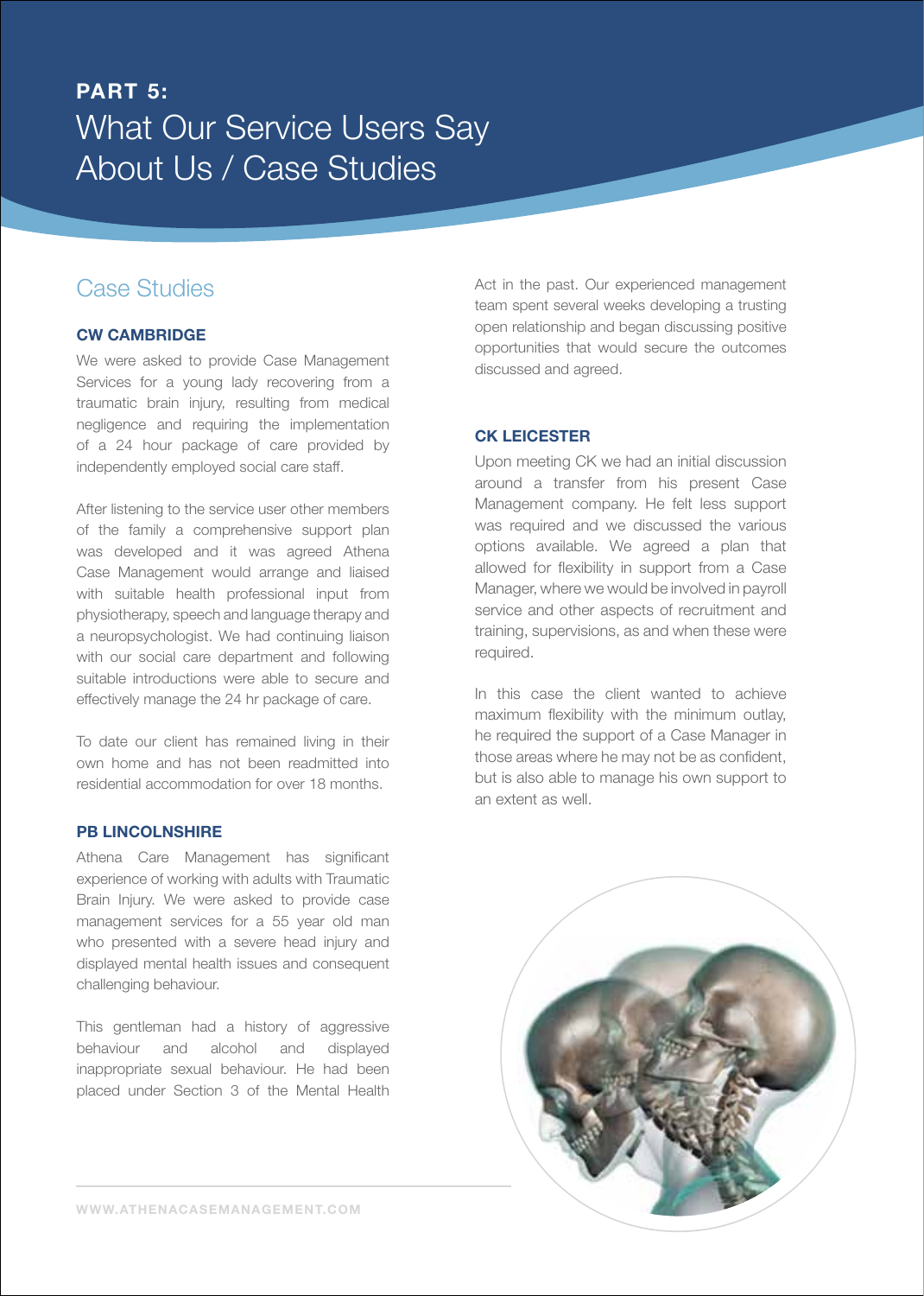**PART 5:**

# What Our Service Users Say About Us / Case Studies

## Case Studies

### CW CAMBRIDGE

We were asked to provide Case Management Services for a young lady recovering from a traumatic brain injury, resulting from medical negligence and requiring the implementation of a 24 hour package of care provided by independently employed social care staff.

After listening to the service user other members of the family a comprehensive support plan was developed and it was agreed Athena Case Management would arrange and liaised with suitable health professional input from physiotherapy, speech and language therapy and a neuropsychologist. We had continuing liaison with our social care department and following suitable introductions were able to secure and effectively manage the 24 hr package of care.

To date our client has remained living in their own home and has not been readmitted into residential accommodation for over 18 months.

### PB LINCOLNSHIRE

Athena Care Management has significant experience of working with adults with Traumatic Brain Injury. We were asked to provide case management services for a 55 year old man who presented with a severe head injury and displayed mental health issues and consequent challenging behaviour.

This gentleman had a history of aggressive behaviour and alcohol and displayed inappropriate sexual behaviour. He had been placed under Section 3 of the Mental Health Act in the past. Our experienced management team spent several weeks developing a trusting open relationship and began discussing positive opportunities that would secure the outcomes discussed and agreed.

### CK LEICESTER

Upon meeting CK we had an initial discussion around a transfer from his present Case Management company. He felt less support was required and we discussed the various options available. We agreed a plan that allowed for flexibility in support from a Case Manager, where we would be involved in payroll service and other aspects of recruitment and training, supervisions, as and when these were required.

In this case the client wanted to achieve maximum flexibility with the minimum outlay, he required the support of a Case Manager in those areas where he may not be as confident, but is also able to manage his own support to an extent as well.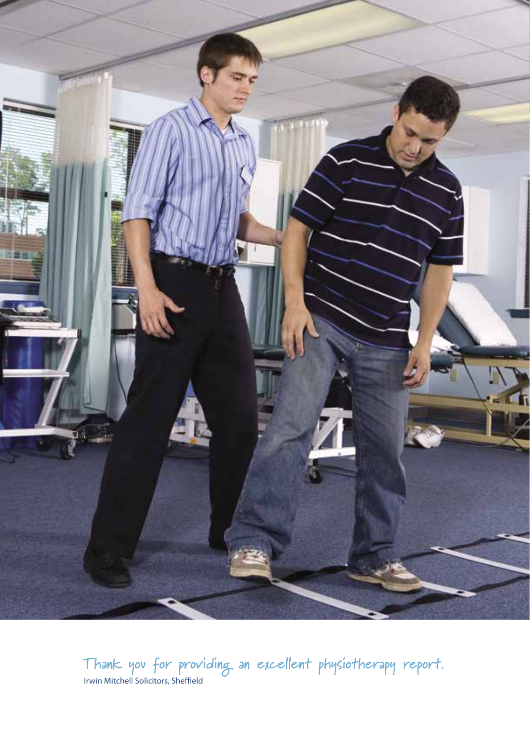*Thank you for providing an excellent physiotherapy report.*

Irwin Mitchell Solicitors, Sheffield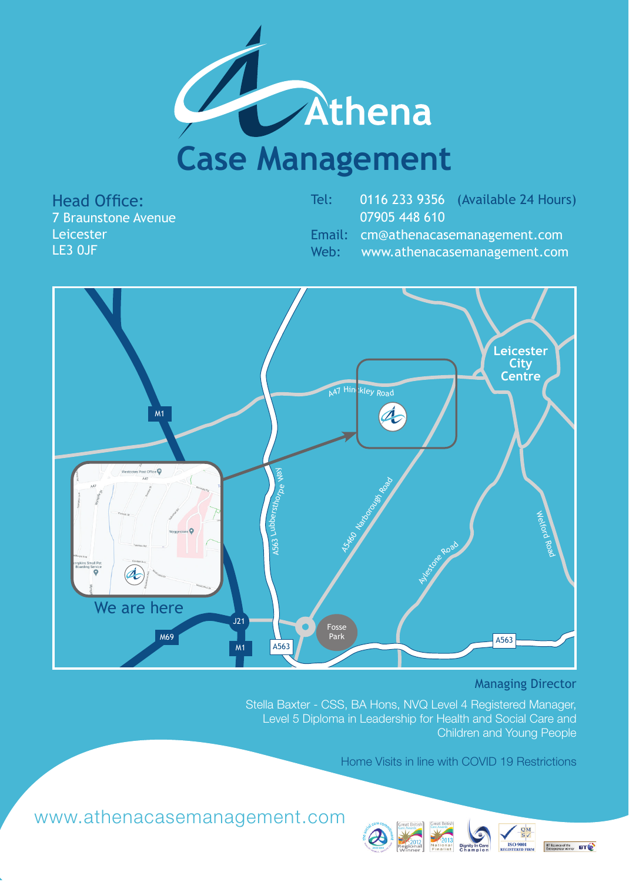# Athena Case Management

**Head Office:**
7 Braunstone Avenue
Leicester
LE3 0JF

Tel: 0116 233 9356 (Available 24 Hours)
07905 448 610
Email: cm@athenacasemanagement.com
Web: www.athenacasemanagement.com

Leicester City Centre
A47 Hinckley Road
M1
A563 Lubbersthorpe Way
A5460 Narborough Road
Aylestone Road
Welford Road
We are here
J21
M69
M1
A563
Fosse Park
A563

**Managing Director**

Stella Baxter - CSS, BA Hons, NVQ Level 4 Registered Manager, Level 5 Diploma in Leadership for Health and Social Care and Children and Young People

Home Visits in line with COVID 19 Restrictions

www.athenacasemanagement.com